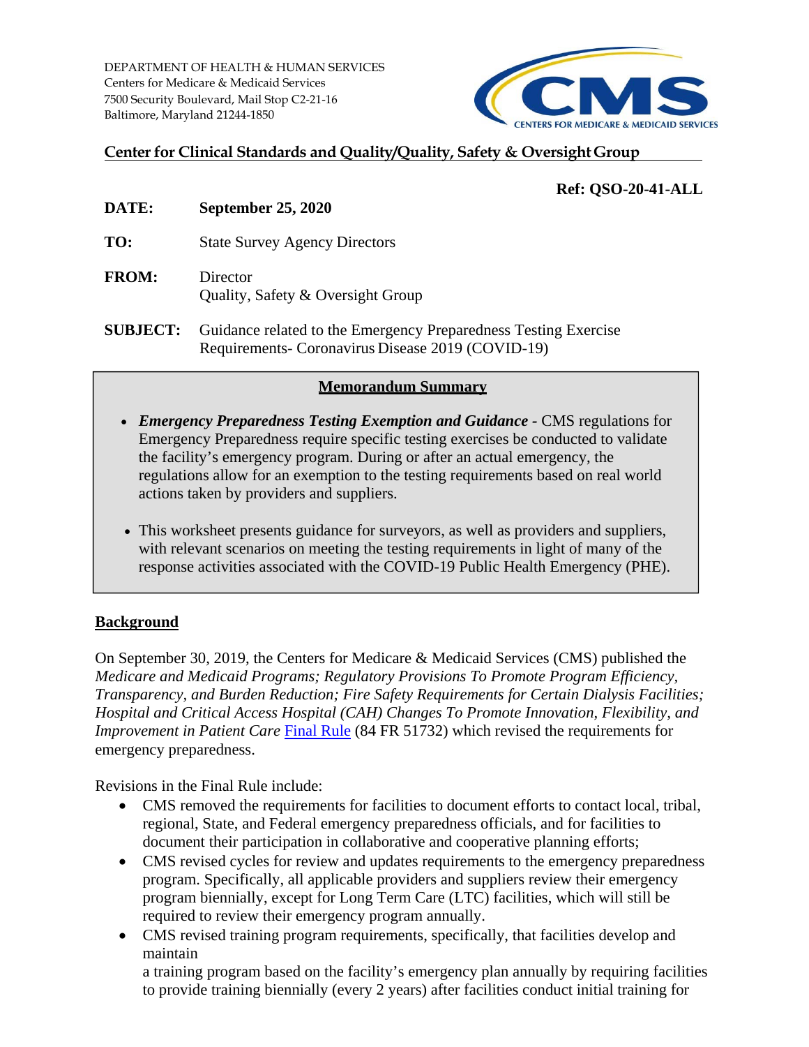DEPARTMENT OF HEALTH & HUMAN SERVICES
Centers for Medicare & Medicaid Services
7500 Security Boulevard, Mail Stop C2-21-16
Baltimore, Maryland 21244-1850

CMS CENTERS FOR MEDICARE & MEDICAID SERVICES

**Center for Clinical Standards and Quality/Quality, Safety & Oversight Group**

**Ref: QSO-20-41-ALL**

**DATE:** **September 25, 2020**

**TO:** State Survey Agency Directors

**FROM:** Director
Quality, Safety & Oversight Group

**SUBJECT:** Guidance related to the Emergency Preparedness Testing Exercise Requirements- Coronavirus Disease 2019 (COVID-19)

**Memorandum Summary**

- ***Emergency Preparedness Testing Exemption and Guidance*** **-** CMS regulations for Emergency Preparedness require specific testing exercises be conducted to validate the facility's emergency program. During or after an actual emergency, the regulations allow for an exemption to the testing requirements based on real world actions taken by providers and suppliers.
- This worksheet presents guidance for surveyors, as well as providers and suppliers, with relevant scenarios on meeting the testing requirements in light of many of the response activities associated with the COVID-19 Public Health Emergency (PHE).

## Background

On September 30, 2019, the Centers for Medicare & Medicaid Services (CMS) published the *Medicare and Medicaid Programs; Regulatory Provisions To Promote Program Efficiency, Transparency, and Burden Reduction; Fire Safety Requirements for Certain Dialysis Facilities; Hospital and Critical Access Hospital (CAH) Changes To Promote Innovation, Flexibility, and Improvement in Patient Care* Final Rule (84 FR 51732) which revised the requirements for emergency preparedness.

Revisions in the Final Rule include:

- CMS removed the requirements for facilities to document efforts to contact local, tribal, regional, State, and Federal emergency preparedness officials, and for facilities to document their participation in collaborative and cooperative planning efforts;
- CMS revised cycles for review and updates requirements to the emergency preparedness program. Specifically, all applicable providers and suppliers review their emergency program biennially, except for Long Term Care (LTC) facilities, which will still be required to review their emergency program annually.
- CMS revised training program requirements, specifically, that facilities develop and maintain
  a training program based on the facility's emergency plan annually by requiring facilities to provide training biennially (every 2 years) after facilities conduct initial training for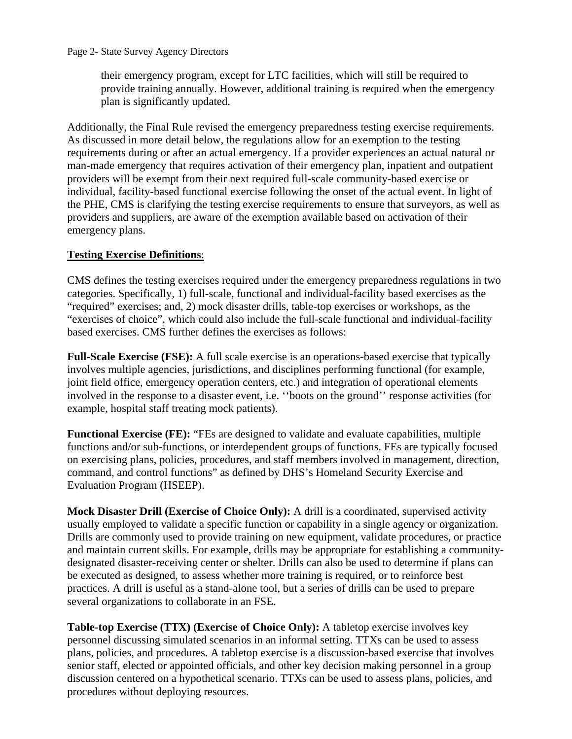their emergency program, except for LTC facilities, which will still be required to provide training annually. However, additional training is required when the emergency plan is significantly updated.

Additionally, the Final Rule revised the emergency preparedness testing exercise requirements. As discussed in more detail below, the regulations allow for an exemption to the testing requirements during or after an actual emergency. If a provider experiences an actual natural or man-made emergency that requires activation of their emergency plan, inpatient and outpatient providers will be exempt from their next required full-scale community-based exercise or individual, facility-based functional exercise following the onset of the actual event. In light of the PHE, CMS is clarifying the testing exercise requirements to ensure that surveyors, as well as providers and suppliers, are aware of the exemption available based on activation of their emergency plans.

**Testing Exercise Definitions**:

CMS defines the testing exercises required under the emergency preparedness regulations in two categories. Specifically, 1) full-scale, functional and individual-facility based exercises as the "required" exercises; and, 2) mock disaster drills, table-top exercises or workshops, as the "exercises of choice", which could also include the full-scale functional and individual-facility based exercises. CMS further defines the exercises as follows:

**Full-Scale Exercise (FSE):** A full scale exercise is an operations-based exercise that typically involves multiple agencies, jurisdictions, and disciplines performing functional (for example, joint field office, emergency operation centers, etc.) and integration of operational elements involved in the response to a disaster event, i.e. ''boots on the ground'' response activities (for example, hospital staff treating mock patients).

**Functional Exercise (FE):** "FEs are designed to validate and evaluate capabilities, multiple functions and/or sub-functions, or interdependent groups of functions. FEs are typically focused on exercising plans, policies, procedures, and staff members involved in management, direction, command, and control functions" as defined by DHS's Homeland Security Exercise and Evaluation Program (HSEEP).

**Mock Disaster Drill (Exercise of Choice Only):** A drill is a coordinated, supervised activity usually employed to validate a specific function or capability in a single agency or organization. Drills are commonly used to provide training on new equipment, validate procedures, or practice and maintain current skills. For example, drills may be appropriate for establishing a community-designated disaster-receiving center or shelter. Drills can also be used to determine if plans can be executed as designed, to assess whether more training is required, or to reinforce best practices. A drill is useful as a stand-alone tool, but a series of drills can be used to prepare several organizations to collaborate in an FSE.

**Table-top Exercise (TTX) (Exercise of Choice Only):** A tabletop exercise involves key personnel discussing simulated scenarios in an informal setting. TTXs can be used to assess plans, policies, and procedures. A tabletop exercise is a discussion-based exercise that involves senior staff, elected or appointed officials, and other key decision making personnel in a group discussion centered on a hypothetical scenario. TTXs can be used to assess plans, policies, and procedures without deploying resources.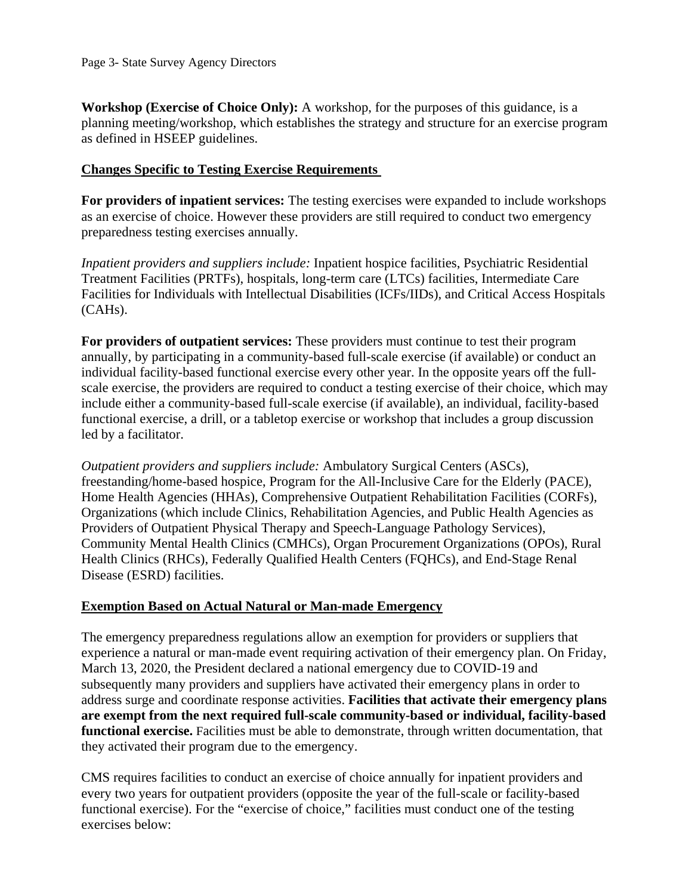**Workshop (Exercise of Choice Only):** A workshop, for the purposes of this guidance, is a planning meeting/workshop, which establishes the strategy and structure for an exercise program as defined in HSEEP guidelines.

**Changes Specific to Testing Exercise Requirements**

**For providers of inpatient services:** The testing exercises were expanded to include workshops as an exercise of choice. However these providers are still required to conduct two emergency preparedness testing exercises annually.

*Inpatient providers and suppliers include:* Inpatient hospice facilities, Psychiatric Residential Treatment Facilities (PRTFs), hospitals, long-term care (LTCs) facilities, Intermediate Care Facilities for Individuals with Intellectual Disabilities (ICFs/IIDs), and Critical Access Hospitals (CAHs).

**For providers of outpatient services:** These providers must continue to test their program annually, by participating in a community-based full-scale exercise (if available) or conduct an individual facility-based functional exercise every other year. In the opposite years off the full-scale exercise, the providers are required to conduct a testing exercise of their choice, which may include either a community-based full-scale exercise (if available), an individual, facility-based functional exercise, a drill, or a tabletop exercise or workshop that includes a group discussion led by a facilitator.

*Outpatient providers and suppliers include:* Ambulatory Surgical Centers (ASCs), freestanding/home-based hospice, Program for the All-Inclusive Care for the Elderly (PACE), Home Health Agencies (HHAs), Comprehensive Outpatient Rehabilitation Facilities (CORFs), Organizations (which include Clinics, Rehabilitation Agencies, and Public Health Agencies as Providers of Outpatient Physical Therapy and Speech-Language Pathology Services), Community Mental Health Clinics (CMHCs), Organ Procurement Organizations (OPOs), Rural Health Clinics (RHCs), Federally Qualified Health Centers (FQHCs), and End-Stage Renal Disease (ESRD) facilities.

**Exemption Based on Actual Natural or Man-made Emergency**

The emergency preparedness regulations allow an exemption for providers or suppliers that experience a natural or man-made event requiring activation of their emergency plan. On Friday, March 13, 2020, the President declared a national emergency due to COVID-19 and subsequently many providers and suppliers have activated their emergency plans in order to address surge and coordinate response activities. **Facilities that activate their emergency plans are exempt from the next required full-scale community-based or individual, facility-based functional exercise.** Facilities must be able to demonstrate, through written documentation, that they activated their program due to the emergency.

CMS requires facilities to conduct an exercise of choice annually for inpatient providers and every two years for outpatient providers (opposite the year of the full-scale or facility-based functional exercise). For the "exercise of choice," facilities must conduct one of the testing exercises below: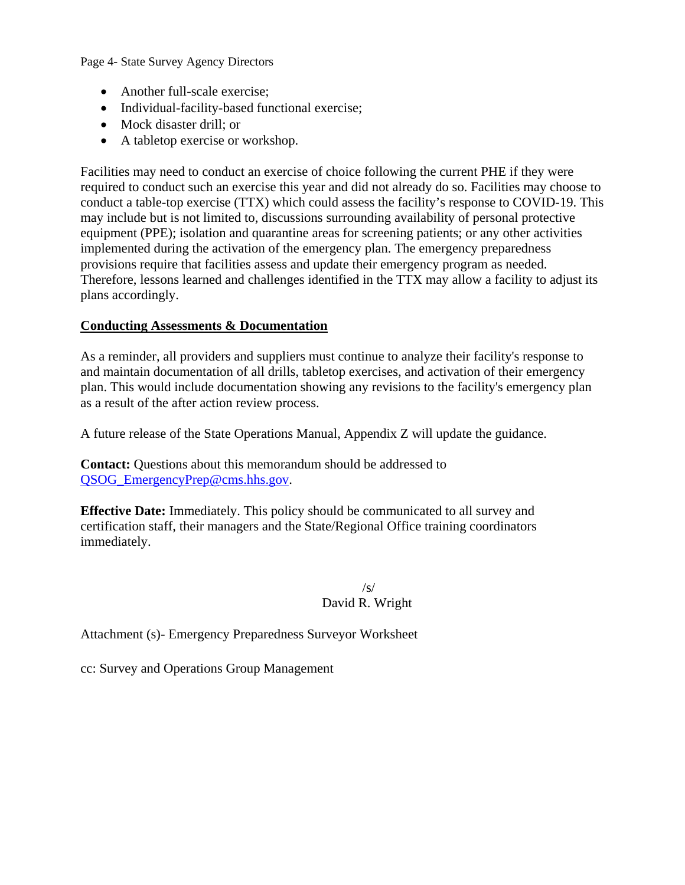- Another full-scale exercise;
- Individual-facility-based functional exercise;
- Mock disaster drill; or
- A tabletop exercise or workshop.

Facilities may need to conduct an exercise of choice following the current PHE if they were required to conduct such an exercise this year and did not already do so. Facilities may choose to conduct a table-top exercise (TTX) which could assess the facility's response to COVID-19. This may include but is not limited to, discussions surrounding availability of personal protective equipment (PPE); isolation and quarantine areas for screening patients; or any other activities implemented during the activation of the emergency plan. The emergency preparedness provisions require that facilities assess and update their emergency program as needed. Therefore, lessons learned and challenges identified in the TTX may allow a facility to adjust its plans accordingly.

## Conducting Assessments & Documentation

As a reminder, all providers and suppliers must continue to analyze their facility's response to and maintain documentation of all drills, tabletop exercises, and activation of their emergency plan. This would include documentation showing any revisions to the facility's emergency plan as a result of the after action review process.

A future release of the State Operations Manual, Appendix Z will update the guidance.

**Contact:** Questions about this memorandum should be addressed to QSOG_EmergencyPrep@cms.hhs.gov.

**Effective Date:** Immediately. This policy should be communicated to all survey and certification staff, their managers and the State/Regional Office training coordinators immediately.

/s/
David R. Wright

Attachment (s)- Emergency Preparedness Surveyor Worksheet

cc: Survey and Operations Group Management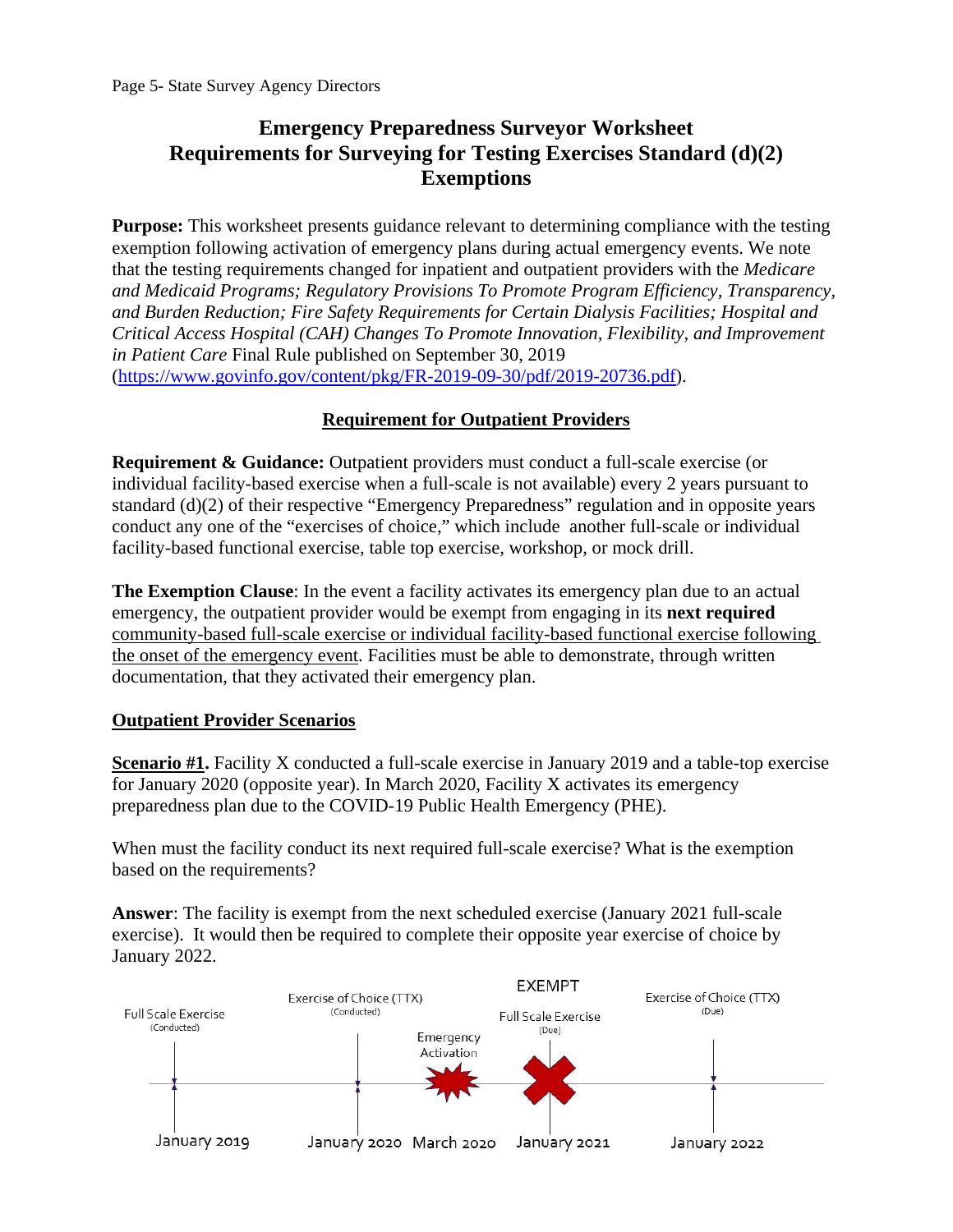# Emergency Preparedness Surveyor Worksheet
# Requirements for Surveying for Testing Exercises Standard (d)(2) Exemptions

**Purpose:** This worksheet presents guidance relevant to determining compliance with the testing exemption following activation of emergency plans during actual emergency events. We note that the testing requirements changed for inpatient and outpatient providers with the *Medicare and Medicaid Programs; Regulatory Provisions To Promote Program Efficiency, Transparency, and Burden Reduction; Fire Safety Requirements for Certain Dialysis Facilities; Hospital and Critical Access Hospital (CAH) Changes To Promote Innovation, Flexibility, and Improvement in Patient Care* Final Rule published on September 30, 2019 (https://www.govinfo.gov/content/pkg/FR-2019-09-30/pdf/2019-20736.pdf).

## Requirement for Outpatient Providers

**Requirement & Guidance:** Outpatient providers must conduct a full-scale exercise (or individual facility-based exercise when a full-scale is not available) every 2 years pursuant to standard (d)(2) of their respective "Emergency Preparedness" regulation and in opposite years conduct any one of the "exercises of choice," which include another full-scale or individual facility-based functional exercise, table top exercise, workshop, or mock drill.

**The Exemption Clause**: In the event a facility activates its emergency plan due to an actual emergency, the outpatient provider would be exempt from engaging in its **next required** community-based full-scale exercise or individual facility-based functional exercise following the onset of the emergency event. Facilities must be able to demonstrate, through written documentation, that they activated their emergency plan.

## Outpatient Provider Scenarios

**Scenario #1.** Facility X conducted a full-scale exercise in January 2019 and a table-top exercise for January 2020 (opposite year). In March 2020, Facility X activates its emergency preparedness plan due to the COVID-19 Public Health Emergency (PHE).

When must the facility conduct its next required full-scale exercise? What is the exemption based on the requirements?

**Answer**: The facility is exempt from the next scheduled exercise (January 2021 full-scale exercise). It would then be required to complete their opposite year exercise of choice by January 2022.

Full Scale Exercise (Conducted) — January 2019
Exercise of Choice (TTX) (Conducted) — January 2020
Emergency Activation — March 2020
EXEMPT Full Scale Exercise (Due) — January 2021
Exercise of Choice (TTX) (Due) — January 2022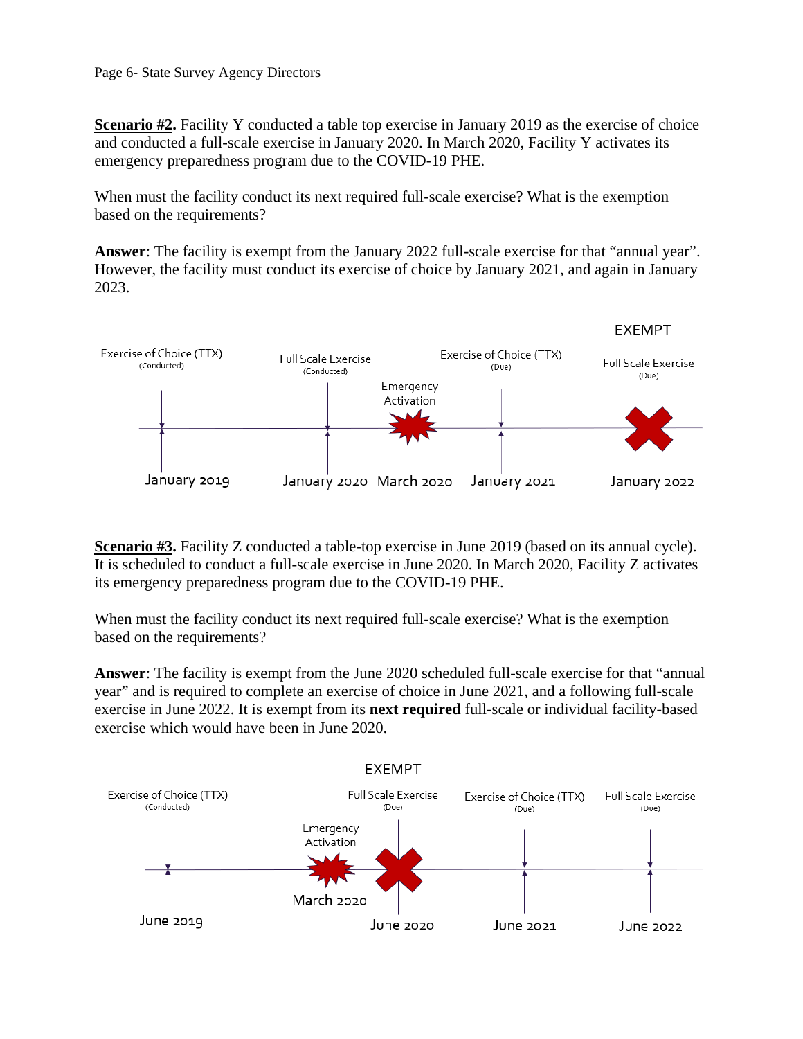**Scenario #2.** Facility Y conducted a table top exercise in January 2019 as the exercise of choice and conducted a full-scale exercise in January 2020. In March 2020, Facility Y activates its emergency preparedness program due to the COVID-19 PHE.

When must the facility conduct its next required full-scale exercise? What is the exemption based on the requirements?

**Answer**: The facility is exempt from the January 2022 full-scale exercise for that "annual year". However, the facility must conduct its exercise of choice by January 2021, and again in January 2023.

**Scenario #3.** Facility Z conducted a table-top exercise in June 2019 (based on its annual cycle). It is scheduled to conduct a full-scale exercise in June 2020. In March 2020, Facility Z activates its emergency preparedness program due to the COVID-19 PHE.

When must the facility conduct its next required full-scale exercise? What is the exemption based on the requirements?

**Answer**: The facility is exempt from the June 2020 scheduled full-scale exercise for that "annual year" and is required to complete an exercise of choice in June 2021, and a following full-scale exercise in June 2022. It is exempt from its **next required** full-scale or individual facility-based exercise which would have been in June 2020.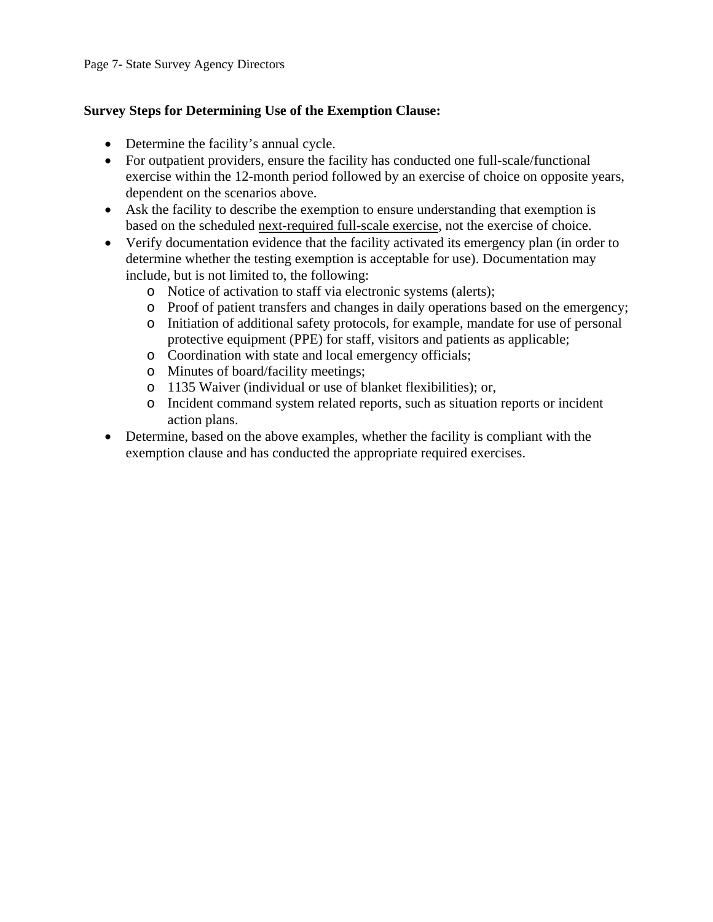**Survey Steps for Determining Use of the Exemption Clause:**

- Determine the facility's annual cycle.
- For outpatient providers, ensure the facility has conducted one full-scale/functional exercise within the 12-month period followed by an exercise of choice on opposite years, dependent on the scenarios above.
- Ask the facility to describe the exemption to ensure understanding that exemption is based on the scheduled <u>next-required full-scale exercise</u>, not the exercise of choice.
- Verify documentation evidence that the facility activated its emergency plan (in order to determine whether the testing exemption is acceptable for use). Documentation may include, but is not limited to, the following:
  - Notice of activation to staff via electronic systems (alerts);
  - Proof of patient transfers and changes in daily operations based on the emergency;
  - Initiation of additional safety protocols, for example, mandate for use of personal protective equipment (PPE) for staff, visitors and patients as applicable;
  - Coordination with state and local emergency officials;
  - Minutes of board/facility meetings;
  - 1135 Waiver (individual or use of blanket flexibilities); or,
  - Incident command system related reports, such as situation reports or incident action plans.
- Determine, based on the above examples, whether the facility is compliant with the exemption clause and has conducted the appropriate required exercises.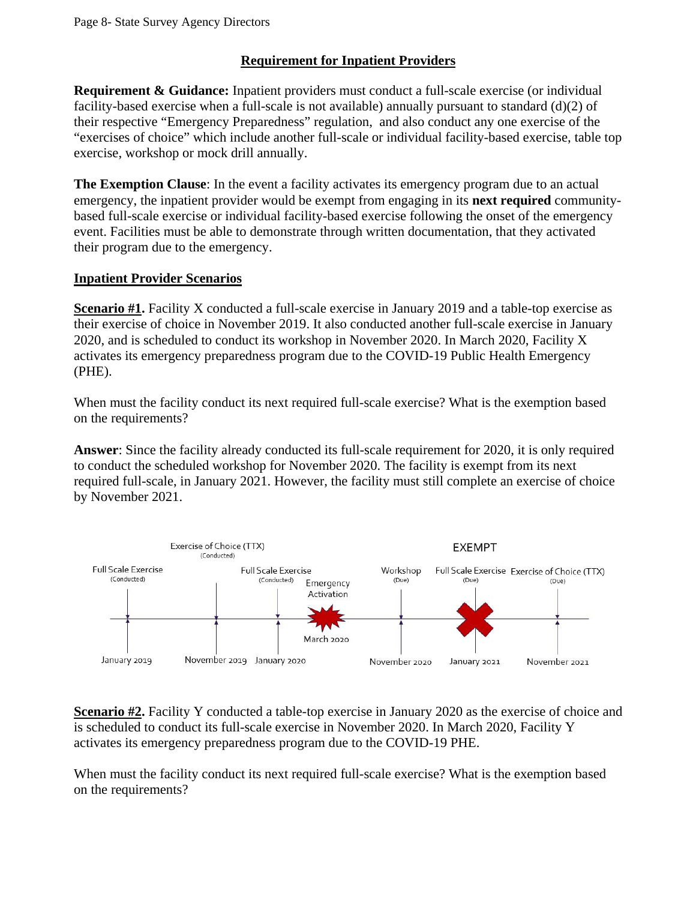## Requirement for Inpatient Providers

**Requirement & Guidance:** Inpatient providers must conduct a full-scale exercise (or individual facility-based exercise when a full-scale is not available) annually pursuant to standard (d)(2) of their respective "Emergency Preparedness" regulation, and also conduct any one exercise of the "exercises of choice" which include another full-scale or individual facility-based exercise, table top exercise, workshop or mock drill annually.

**The Exemption Clause**: In the event a facility activates its emergency program due to an actual emergency, the inpatient provider would be exempt from engaging in its **next required** community-based full-scale exercise or individual facility-based exercise following the onset of the emergency event. Facilities must be able to demonstrate through written documentation, that they activated their program due to the emergency.

### Inpatient Provider Scenarios

**Scenario #1.** Facility X conducted a full-scale exercise in January 2019 and a table-top exercise as their exercise of choice in November 2019. It also conducted another full-scale exercise in January 2020, and is scheduled to conduct its workshop in November 2020. In March 2020, Facility X activates its emergency preparedness program due to the COVID-19 Public Health Emergency (PHE).

When must the facility conduct its next required full-scale exercise? What is the exemption based on the requirements?

**Answer**: Since the facility already conducted its full-scale requirement for 2020, it is only required to conduct the scheduled workshop for November 2020. The facility is exempt from its next required full-scale, in January 2021. However, the facility must still complete an exercise of choice by November 2021.

Full Scale Exercise (Conducted) — January 2019
Exercise of Choice (TTX) (Conducted) — November 2019
Full Scale Exercise (Conducted) — January 2020
Emergency Activation — March 2020
Workshop (Due) — November 2020
EXEMPT — Full Scale Exercise (Due) — January 2021
Exercise of Choice (TTX) (Due) — November 2021

**Scenario #2.** Facility Y conducted a table-top exercise in January 2020 as the exercise of choice and is scheduled to conduct its full-scale exercise in November 2020. In March 2020, Facility Y activates its emergency preparedness program due to the COVID-19 PHE.

When must the facility conduct its next required full-scale exercise? What is the exemption based on the requirements?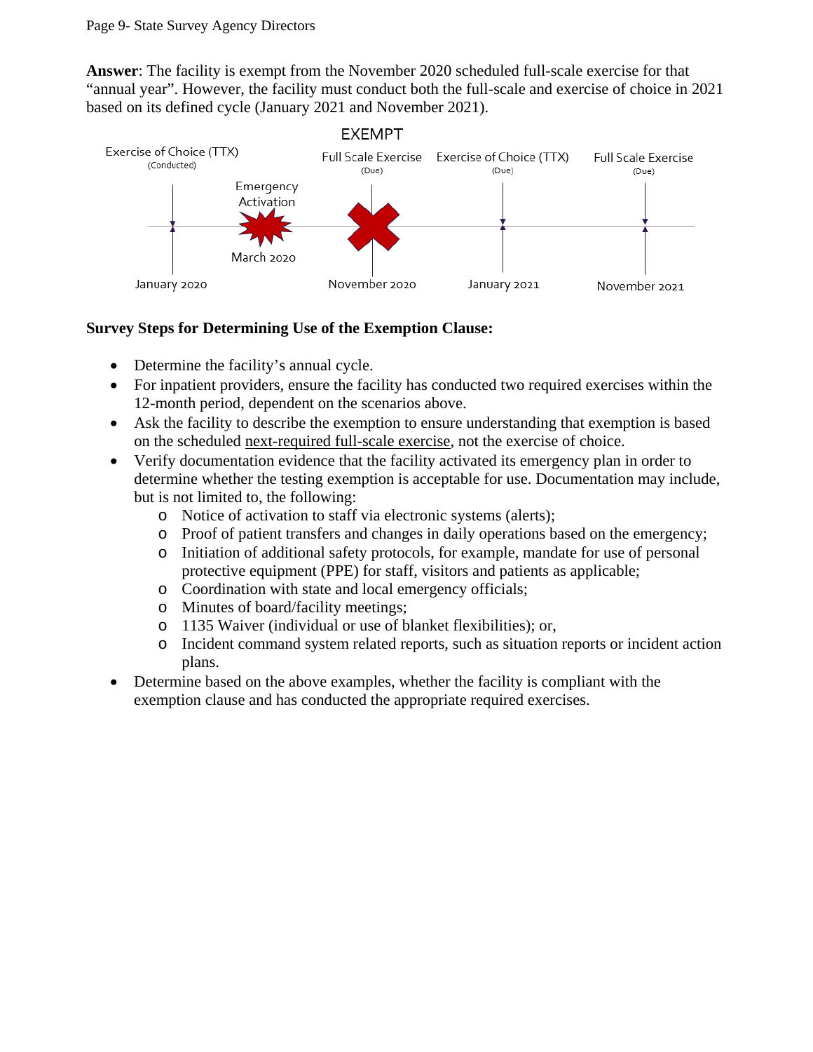**Answer**: The facility is exempt from the November 2020 scheduled full-scale exercise for that "annual year". However, the facility must conduct both the full-scale and exercise of choice in 2021 based on its defined cycle (January 2021 and November 2021).

EXEMPT

Exercise of Choice (TTX)
(Conducted)
January 2020

Emergency
Activation
March 2020

Full Scale Exercise
(Due)
November 2020

Exercise of Choice (TTX)
(Due)
January 2021

Full Scale Exercise
(Due)
November 2021

**Survey Steps for Determining Use of the Exemption Clause:**

- Determine the facility's annual cycle.
- For inpatient providers, ensure the facility has conducted two required exercises within the 12-month period, dependent on the scenarios above.
- Ask the facility to describe the exemption to ensure understanding that exemption is based on the scheduled next-required full-scale exercise, not the exercise of choice.
- Verify documentation evidence that the facility activated its emergency plan in order to determine whether the testing exemption is acceptable for use. Documentation may include, but is not limited to, the following:
  - Notice of activation to staff via electronic systems (alerts);
  - Proof of patient transfers and changes in daily operations based on the emergency;
  - Initiation of additional safety protocols, for example, mandate for use of personal protective equipment (PPE) for staff, visitors and patients as applicable;
  - Coordination with state and local emergency officials;
  - Minutes of board/facility meetings;
  - 1135 Waiver (individual or use of blanket flexibilities); or,
  - Incident command system related reports, such as situation reports or incident action plans.
- Determine based on the above examples, whether the facility is compliant with the exemption clause and has conducted the appropriate required exercises.